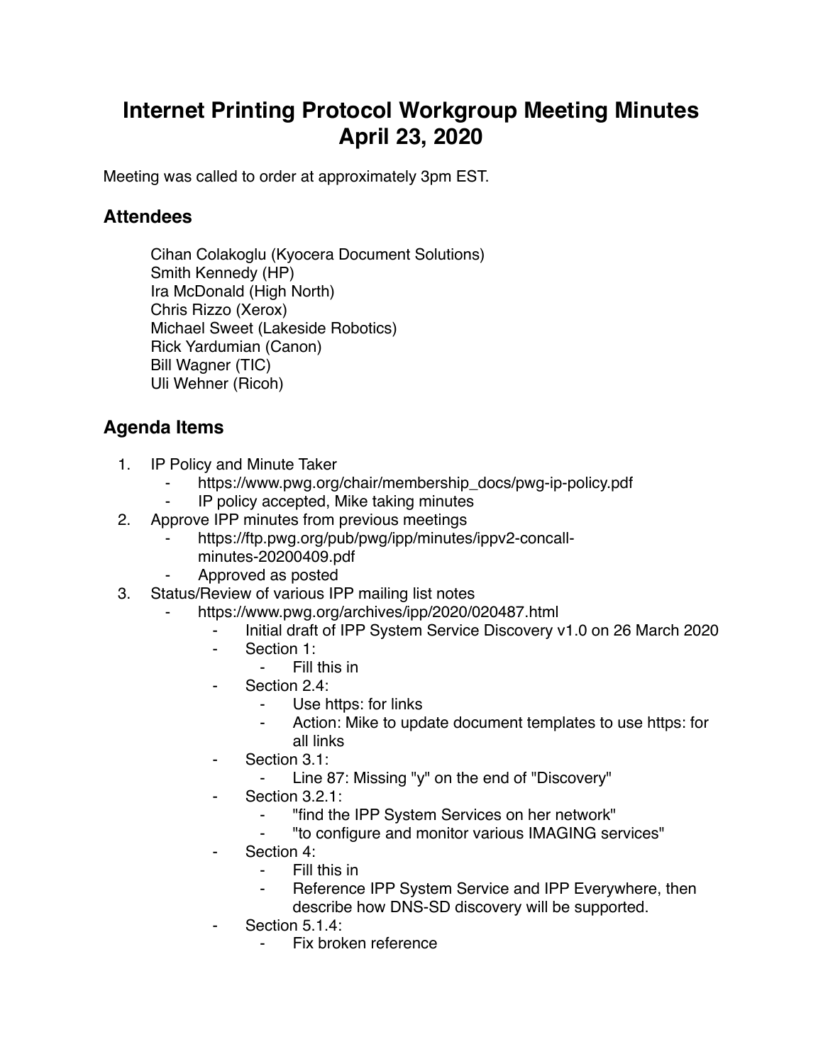# Internet Printing Protocol Workgroup Meeting Minutes April 23, 2020

Meeting was called to order at approximately 3pm EST.

## Attendees

Cihan Colakoglu (Kyocera Document Solutions)
Smith Kennedy (HP)
Ira McDonald (High North)
Chris Rizzo (Xerox)
Michael Sweet (Lakeside Robotics)
Rick Yardumian (Canon)
Bill Wagner (TIC)
Uli Wehner (Ricoh)

## Agenda Items

1. IP Policy and Minute Taker
   - https://www.pwg.org/chair/membership_docs/pwg-ip-policy.pdf
   - IP policy accepted, Mike taking minutes
2. Approve IPP minutes from previous meetings
   - https://ftp.pwg.org/pub/pwg/ipp/minutes/ippv2-concall-minutes-20200409.pdf
   - Approved as posted
3. Status/Review of various IPP mailing list notes
   - https://www.pwg.org/archives/ipp/2020/020487.html
     - Initial draft of IPP System Service Discovery v1.0 on 26 March 2020
     - Section 1:
       - Fill this in
     - Section 2.4:
       - Use https: for links
       - Action: Mike to update document templates to use https: for all links
     - Section 3.1:
       - Line 87: Missing "y" on the end of "Discovery"
     - Section 3.2.1:
       - "find the IPP System Services on her network"
       - "to configure and monitor various IMAGING services"
     - Section 4:
       - Fill this in
       - Reference IPP System Service and IPP Everywhere, then describe how DNS-SD discovery will be supported.
     - Section 5.1.4:
       - Fix broken reference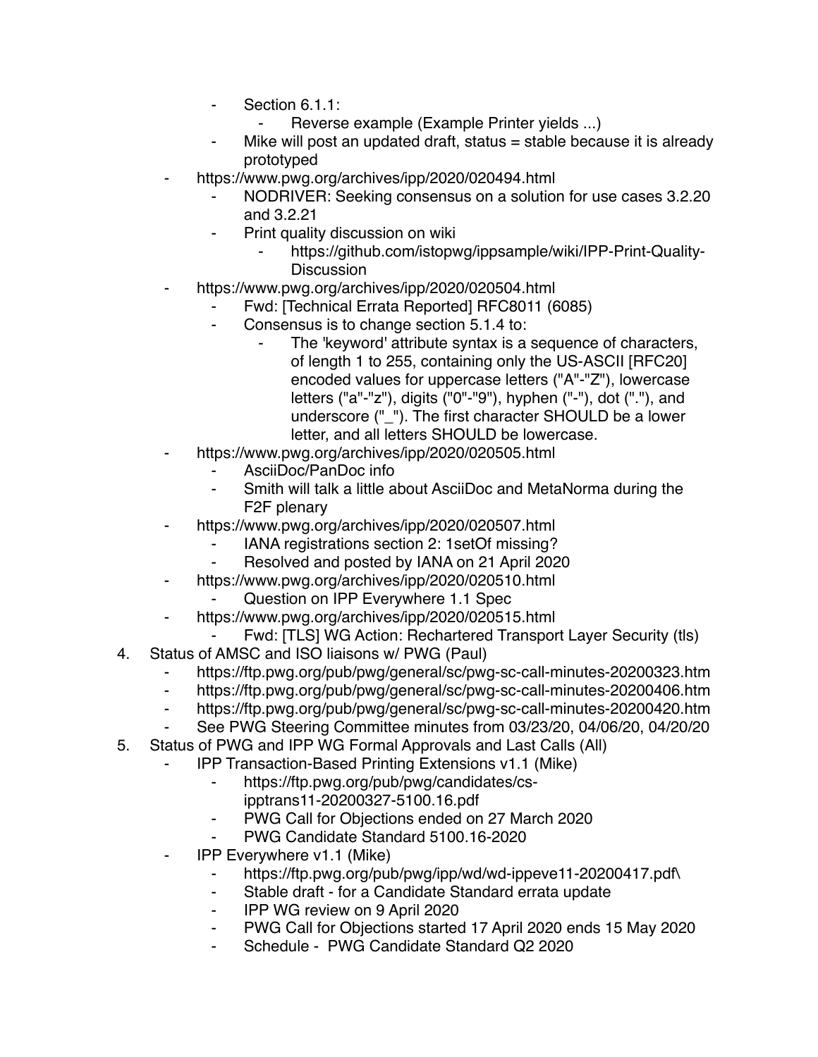- Section 6.1.1:
  - Reverse example (Example Printer yields ...)
- Mike will post an updated draft, status = stable because it is already prototyped
- https://www.pwg.org/archives/ipp/2020/020494.html
  - NODRIVER: Seeking consensus on a solution for use cases 3.2.20 and 3.2.21
  - Print quality discussion on wiki
    - https://github.com/istopwg/ippsample/wiki/IPP-Print-Quality-Discussion
- https://www.pwg.org/archives/ipp/2020/020504.html
  - Fwd: [Technical Errata Reported] RFC8011 (6085)
  - Consensus is to change section 5.1.4 to:
    - The 'keyword' attribute syntax is a sequence of characters, of length 1 to 255, containing only the US-ASCII [RFC20] encoded values for uppercase letters ("A"-"Z"), lowercase letters ("a"-"z"), digits ("0"-"9"), hyphen ("-"), dot ("."), and underscore ("_"). The first character SHOULD be a lower letter, and all letters SHOULD be lowercase.
- https://www.pwg.org/archives/ipp/2020/020505.html
  - AsciiDoc/PanDoc info
  - Smith will talk a little about AsciiDoc and MetaNorma during the F2F plenary
- https://www.pwg.org/archives/ipp/2020/020507.html
  - IANA registrations section 2: 1setOf missing?
  - Resolved and posted by IANA on 21 April 2020
- https://www.pwg.org/archives/ipp/2020/020510.html
  - Question on IPP Everywhere 1.1 Spec
- https://www.pwg.org/archives/ipp/2020/020515.html
  - Fwd: [TLS] WG Action: Rechartered Transport Layer Security (tls)

4. Status of AMSC and ISO liaisons w/ PWG (Paul)
   - https://ftp.pwg.org/pub/pwg/general/sc/pwg-sc-call-minutes-20200323.htm
   - https://ftp.pwg.org/pub/pwg/general/sc/pwg-sc-call-minutes-20200406.htm
   - https://ftp.pwg.org/pub/pwg/general/sc/pwg-sc-call-minutes-20200420.htm
   - See PWG Steering Committee minutes from 03/23/20, 04/06/20, 04/20/20
5. Status of PWG and IPP WG Formal Approvals and Last Calls (All)
   - IPP Transaction-Based Printing Extensions v1.1 (Mike)
     - https://ftp.pwg.org/pub/pwg/candidates/cs-ipptrans11-20200327-5100.16.pdf
     - PWG Call for Objections ended on 27 March 2020
     - PWG Candidate Standard 5100.16-2020
   - IPP Everywhere v1.1 (Mike)
     - https://ftp.pwg.org/pub/pwg/ipp/wd/wd-ippeve11-20200417.pdf\
     - Stable draft - for a Candidate Standard errata update
     - IPP WG review on 9 April 2020
     - PWG Call for Objections started 17 April 2020 ends 15 May 2020
     - Schedule - PWG Candidate Standard Q2 2020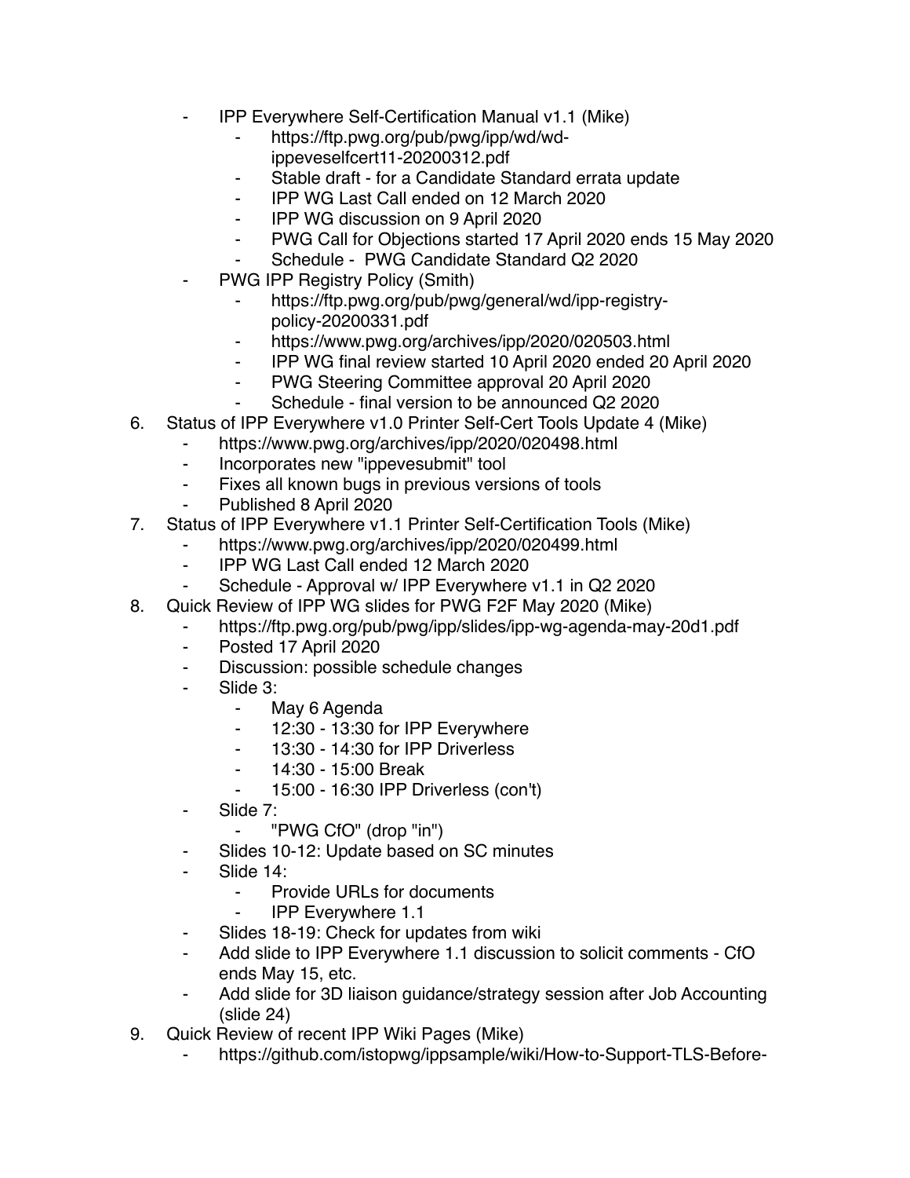- IPP Everywhere Self-Certification Manual v1.1 (Mike)
    - https://ftp.pwg.org/pub/pwg/ipp/wd/wd-ippeveselfcert11-20200312.pdf
    - Stable draft - for a Candidate Standard errata update
    - IPP WG Last Call ended on 12 March 2020
    - IPP WG discussion on 9 April 2020
    - PWG Call for Objections started 17 April 2020 ends 15 May 2020
    - Schedule - PWG Candidate Standard Q2 2020
- PWG IPP Registry Policy (Smith)
    - https://ftp.pwg.org/pub/pwg/general/wd/ipp-registry-policy-20200331.pdf
    - https://www.pwg.org/archives/ipp/2020/020503.html
    - IPP WG final review started 10 April 2020 ended 20 April 2020
    - PWG Steering Committee approval 20 April 2020
    - Schedule - final version to be announced Q2 2020

6. Status of IPP Everywhere v1.0 Printer Self-Cert Tools Update 4 (Mike)
    - https://www.pwg.org/archives/ipp/2020/020498.html
    - Incorporates new "ippevesubmit" tool
    - Fixes all known bugs in previous versions of tools
    - Published 8 April 2020
7. Status of IPP Everywhere v1.1 Printer Self-Certification Tools (Mike)
    - https://www.pwg.org/archives/ipp/2020/020499.html
    - IPP WG Last Call ended 12 March 2020
    - Schedule - Approval w/ IPP Everywhere v1.1 in Q2 2020
8. Quick Review of IPP WG slides for PWG F2F May 2020 (Mike)
    - https://ftp.pwg.org/pub/pwg/ipp/slides/ipp-wg-agenda-may-20d1.pdf
    - Posted 17 April 2020
    - Discussion: possible schedule changes
    - Slide 3:
        - May 6 Agenda
        - 12:30 - 13:30 for IPP Everywhere
        - 13:30 - 14:30 for IPP Driverless
        - 14:30 - 15:00 Break
        - 15:00 - 16:30 IPP Driverless (con't)
    - Slide 7:
        - "PWG CfO" (drop "in")
    - Slides 10-12: Update based on SC minutes
    - Slide 14:
        - Provide URLs for documents
        - IPP Everywhere 1.1
    - Slides 18-19: Check for updates from wiki
    - Add slide to IPP Everywhere 1.1 discussion to solicit comments - CfO ends May 15, etc.
    - Add slide for 3D liaison guidance/strategy session after Job Accounting (slide 24)
9. Quick Review of recent IPP Wiki Pages (Mike)
    - https://github.com/istopwg/ippsample/wiki/How-to-Support-TLS-Before-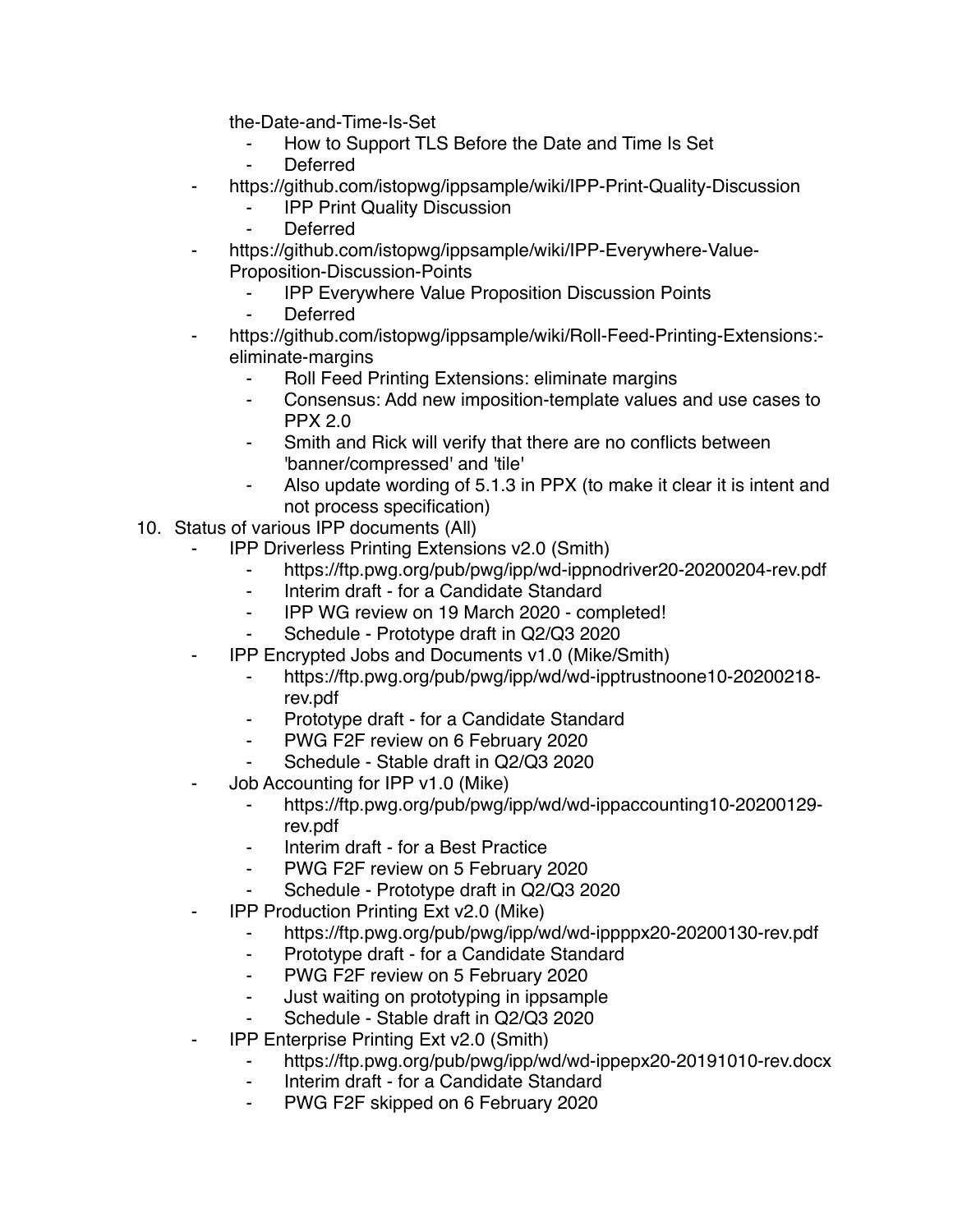the-Date-and-Time-Is-Set
        - How to Support TLS Before the Date and Time Is Set
        - Deferred
    - https://github.com/istopwg/ippsample/wiki/IPP-Print-Quality-Discussion
        - IPP Print Quality Discussion
        - Deferred
    - https://github.com/istopwg/ippsample/wiki/IPP-Everywhere-Value-Proposition-Discussion-Points
        - IPP Everywhere Value Proposition Discussion Points
        - Deferred
    - https://github.com/istopwg/ippsample/wiki/Roll-Feed-Printing-Extensions:-eliminate-margins
        - Roll Feed Printing Extensions: eliminate margins
        - Consensus: Add new imposition-template values and use cases to PPX 2.0
        - Smith and Rick will verify that there are no conflicts between 'banner/compressed' and 'tile'
        - Also update wording of 5.1.3 in PPX (to make it clear it is intent and not process specification)

10. Status of various IPP documents (All)
    - IPP Driverless Printing Extensions v2.0 (Smith)
        - https://ftp.pwg.org/pub/pwg/ipp/wd-ippnodriver20-20200204-rev.pdf
        - Interim draft - for a Candidate Standard
        - IPP WG review on 19 March 2020 - completed!
        - Schedule - Prototype draft in Q2/Q3 2020
    - IPP Encrypted Jobs and Documents v1.0 (Mike/Smith)
        - https://ftp.pwg.org/pub/pwg/ipp/wd/wd-ipptrustnoone10-20200218-rev.pdf
        - Prototype draft - for a Candidate Standard
        - PWG F2F review on 6 February 2020
        - Schedule - Stable draft in Q2/Q3 2020
    - Job Accounting for IPP v1.0 (Mike)
        - https://ftp.pwg.org/pub/pwg/ipp/wd/wd-ippaccounting10-20200129-rev.pdf
        - Interim draft - for a Best Practice
        - PWG F2F review on 5 February 2020
        - Schedule - Prototype draft in Q2/Q3 2020
    - IPP Production Printing Ext v2.0 (Mike)
        - https://ftp.pwg.org/pub/pwg/ipp/wd/wd-ippppx20-20200130-rev.pdf
        - Prototype draft - for a Candidate Standard
        - PWG F2F review on 5 February 2020
        - Just waiting on prototyping in ippsample
        - Schedule - Stable draft in Q2/Q3 2020
    - IPP Enterprise Printing Ext v2.0 (Smith)
        - https://ftp.pwg.org/pub/pwg/ipp/wd/wd-ippepx20-20191010-rev.docx
        - Interim draft - for a Candidate Standard
        - PWG F2F skipped on 6 February 2020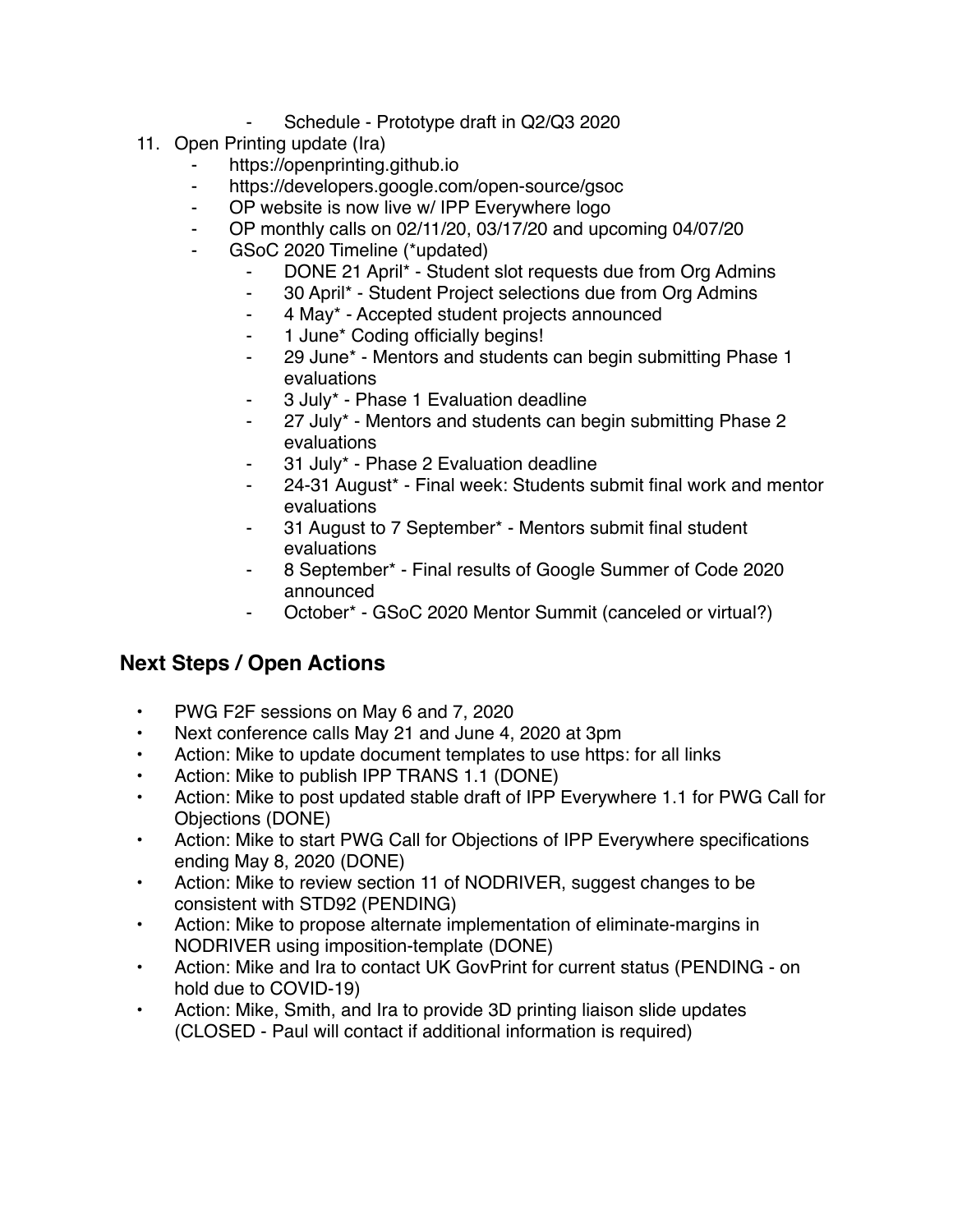- Schedule - Prototype draft in Q2/Q3 2020

11. Open Printing update (Ira)
    - https://openprinting.github.io
    - https://developers.google.com/open-source/gsoc
    - OP website is now live w/ IPP Everywhere logo
    - OP monthly calls on 02/11/20, 03/17/20 and upcoming 04/07/20
    - GSoC 2020 Timeline (*updated)
        - DONE 21 April* - Student slot requests due from Org Admins
        - 30 April* - Student Project selections due from Org Admins
        - 4 May* - Accepted student projects announced
        - 1 June* Coding officially begins!
        - 29 June* - Mentors and students can begin submitting Phase 1 evaluations
        - 3 July* - Phase 1 Evaluation deadline
        - 27 July* - Mentors and students can begin submitting Phase 2 evaluations
        - 31 July* - Phase 2 Evaluation deadline
        - 24-31 August* - Final week: Students submit final work and mentor evaluations
        - 31 August to 7 September* - Mentors submit final student evaluations
        - 8 September* - Final results of Google Summer of Code 2020 announced
        - October* - GSoC 2020 Mentor Summit (canceled or virtual?)

## Next Steps / Open Actions

- PWG F2F sessions on May 6 and 7, 2020
- Next conference calls May 21 and June 4, 2020 at 3pm
- Action: Mike to update document templates to use https: for all links
- Action: Mike to publish IPP TRANS 1.1 (DONE)
- Action: Mike to post updated stable draft of IPP Everywhere 1.1 for PWG Call for Objections (DONE)
- Action: Mike to start PWG Call for Objections of IPP Everywhere specifications ending May 8, 2020 (DONE)
- Action: Mike to review section 11 of NODRIVER, suggest changes to be consistent with STD92 (PENDING)
- Action: Mike to propose alternate implementation of eliminate-margins in NODRIVER using imposition-template (DONE)
- Action: Mike and Ira to contact UK GovPrint for current status (PENDING - on hold due to COVID-19)
- Action: Mike, Smith, and Ira to provide 3D printing liaison slide updates (CLOSED - Paul will contact if additional information is required)